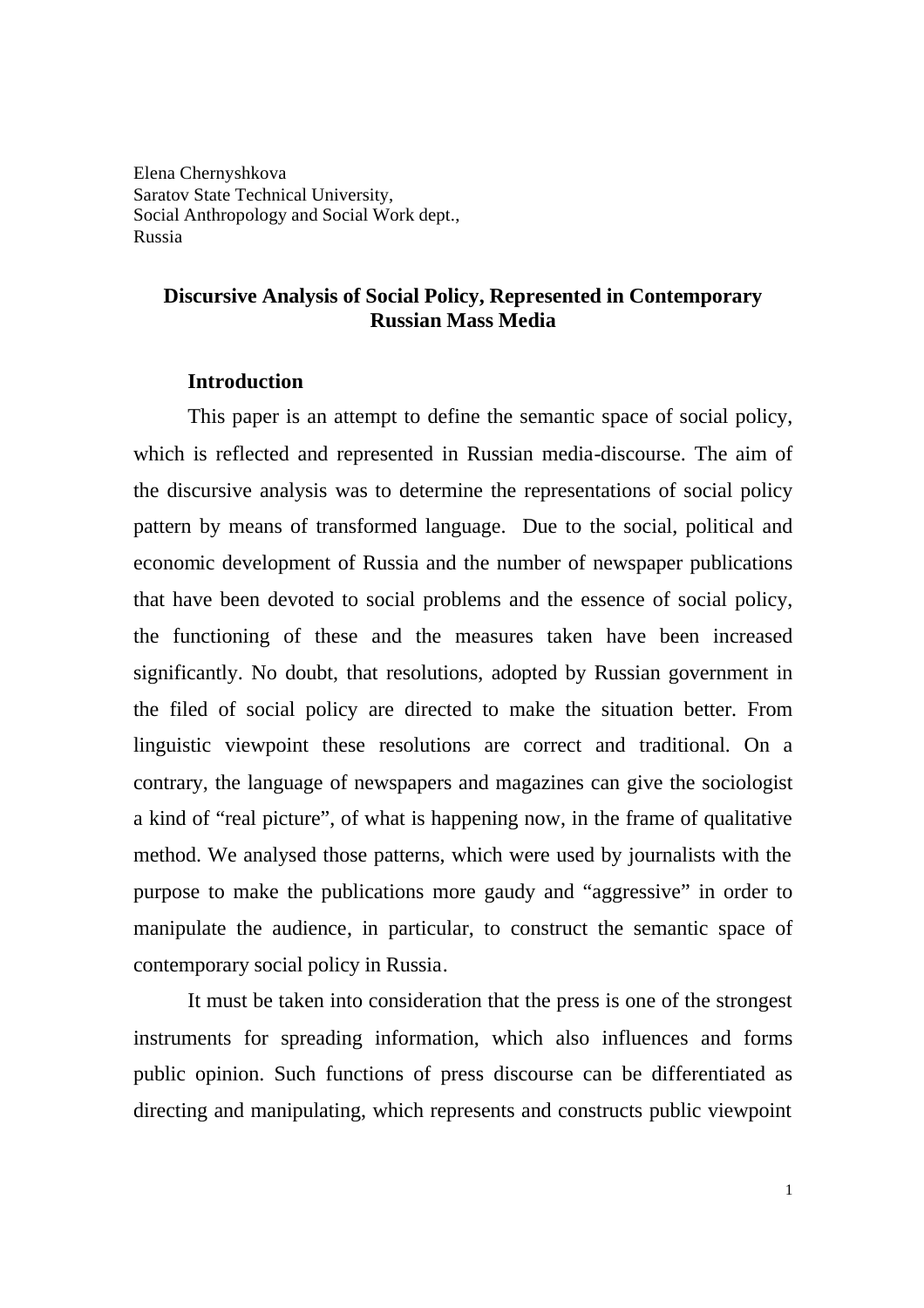Elena Chernyshkova
Saratov State Technical University,
Social Anthropology and Social Work dept.,
Russia

# Discursive Analysis of Social Policy, Represented in Contemporary Russian Mass Media

## Introduction

This paper is an attempt to define the semantic space of social policy, which is reflected and represented in Russian media-discourse. The aim of the discursive analysis was to determine the representations of social policy pattern by means of transformed language. Due to the social, political and economic development of Russia and the number of newspaper publications that have been devoted to social problems and the essence of social policy, the functioning of these and the measures taken have been increased significantly. No doubt, that resolutions, adopted by Russian government in the filed of social policy are directed to make the situation better. From linguistic viewpoint these resolutions are correct and traditional. On a contrary, the language of newspapers and magazines can give the sociologist a kind of "real picture", of what is happening now, in the frame of qualitative method. We analysed those patterns, which were used by journalists with the purpose to make the publications more gaudy and "aggressive" in order to manipulate the audience, in particular, to construct the semantic space of contemporary social policy in Russia.

It must be taken into consideration that the press is one of the strongest instruments for spreading information, which also influences and forms public opinion. Such functions of press discourse can be differentiated as directing and manipulating, which represents and constructs public viewpoint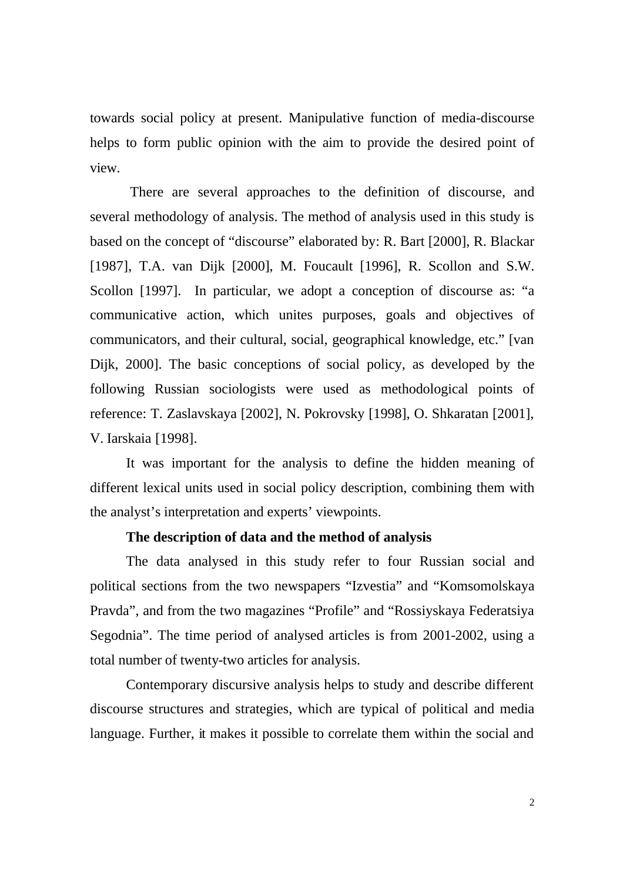towards social policy at present. Manipulative function of media-discourse helps to form public opinion with the aim to provide the desired point of view.

There are several approaches to the definition of discourse, and several methodology of analysis. The method of analysis used in this study is based on the concept of "discourse" elaborated by: R. Bart [2000], R. Blackar [1987], T.A. van Dijk [2000], M. Foucault [1996], R. Scollon and S.W. Scollon [1997]. In particular, we adopt a conception of discourse as: "a communicative action, which unites purposes, goals and objectives of communicators, and their cultural, social, geographical knowledge, etc." [van Dijk, 2000]. The basic conceptions of social policy, as developed by the following Russian sociologists were used as methodological points of reference: T. Zaslavskaya [2002], N. Pokrovsky [1998], O. Shkaratan [2001], V. Iarskaia [1998].

It was important for the analysis to define the hidden meaning of different lexical units used in social policy description, combining them with the analyst's interpretation and experts' viewpoints.

**The description of data and the method of analysis**

The data analysed in this study refer to four Russian social and political sections from the two newspapers "Izvestia" and "Komsomolskaya Pravda", and from the two magazines "Profile" and "Rossiyskaya Federatsiya Segodnia". The time period of analysed articles is from 2001-2002, using a total number of twenty-two articles for analysis.

Contemporary discursive analysis helps to study and describe different discourse structures and strategies, which are typical of political and media language. Further, it makes it possible to correlate them within the social and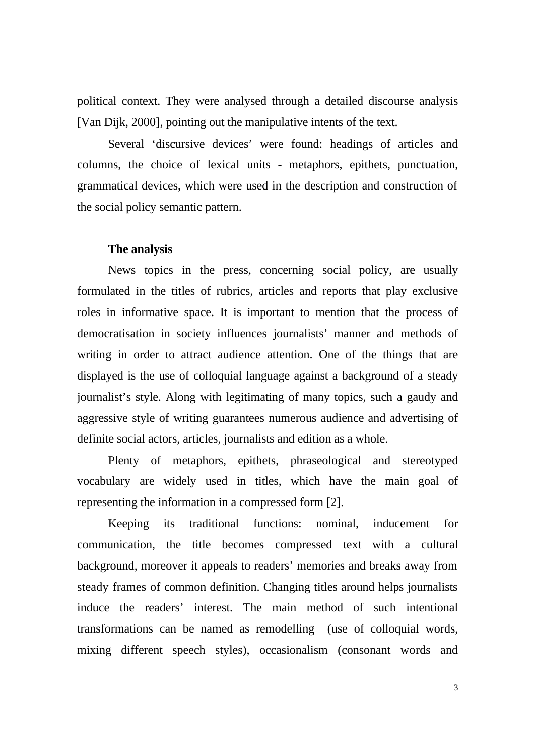political context. They were analysed through a detailed discourse analysis [Van Dijk, 2000], pointing out the manipulative intents of the text.

Several 'discursive devices' were found: headings of articles and columns, the choice of lexical units - metaphors, epithets, punctuation, grammatical devices, which were used in the description and construction of the social policy semantic pattern.

**The analysis**

News topics in the press, concerning social policy, are usually formulated in the titles of rubrics, articles and reports that play exclusive roles in informative space. It is important to mention that the process of democratisation in society influences journalists' manner and methods of writing in order to attract audience attention. One of the things that are displayed is the use of colloquial language against a background of a steady journalist's style. Along with legitimating of many topics, such a gaudy and aggressive style of writing guarantees numerous audience and advertising of definite social actors, articles, journalists and edition as a whole.

Plenty of metaphors, epithets, phraseological and stereotyped vocabulary are widely used in titles, which have the main goal of representing the information in a compressed form [2].

Keeping its traditional functions: nominal, inducement for communication, the title becomes compressed text with a cultural background, moreover it appeals to readers' memories and breaks away from steady frames of common definition. Changing titles around helps journalists induce the readers' interest. The main method of such intentional transformations can be named as remodelling (use of colloquial words, mixing different speech styles), occasionalism (consonant words and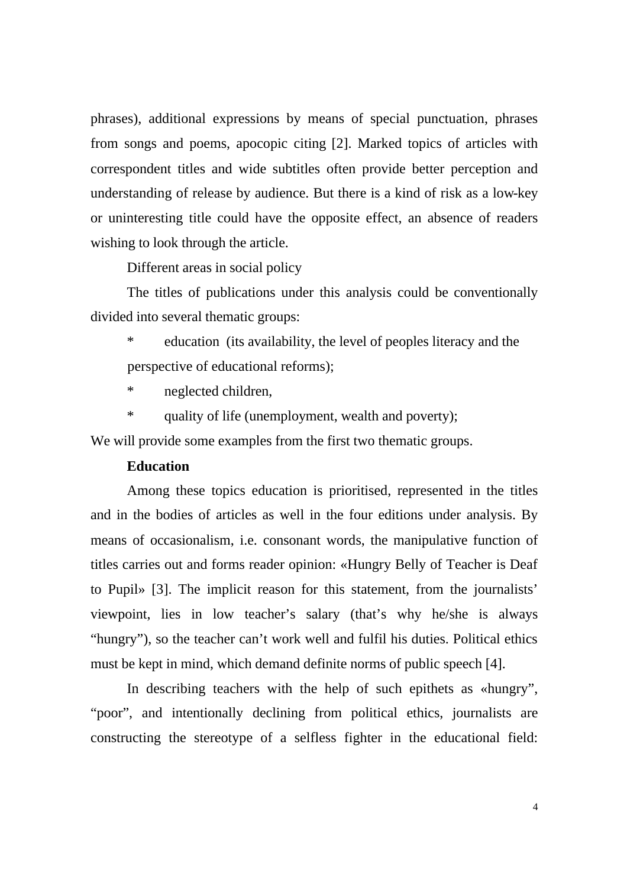phrases), additional expressions by means of special punctuation, phrases from songs and poems, apocopic citing [2]. Marked topics of articles with correspondent titles and wide subtitles often provide better perception and understanding of release by audience. But there is a kind of risk as a low-key or uninteresting title could have the opposite effect, an absence of readers wishing to look through the article.

Different areas in social policy

The titles of publications under this analysis could be conventionally divided into several thematic groups:

* education (its availability, the level of peoples literacy and the perspective of educational reforms);
* neglected children,
* quality of life (unemployment, wealth and poverty);

We will provide some examples from the first two thematic groups.

**Education**

Among these topics education is prioritised, represented in the titles and in the bodies of articles as well in the four editions under analysis. By means of occasionalism, i.e. consonant words, the manipulative function of titles carries out and forms reader opinion: «Hungry Belly of Teacher is Deaf to Pupil» [3]. The implicit reason for this statement, from the journalists' viewpoint, lies in low teacher's salary (that's why he/she is always "hungry"), so the teacher can't work well and fulfil his duties. Political ethics must be kept in mind, which demand definite norms of public speech [4].

In describing teachers with the help of such epithets as «hungry", "poor", and intentionally declining from political ethics, journalists are constructing the stereotype of a selfless fighter in the educational field: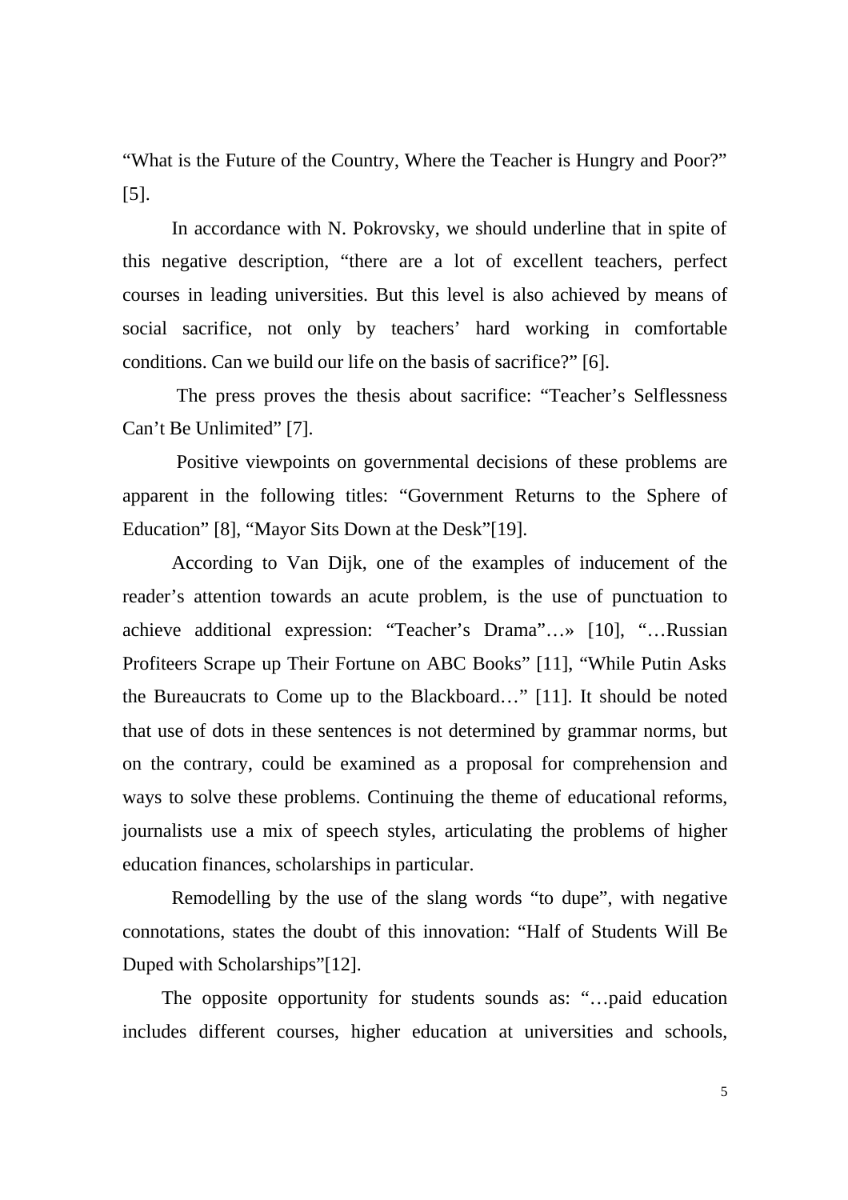“What is the Future of the Country, Where the Teacher is Hungry and Poor?” [5].

In accordance with N. Pokrovsky, we should underline that in spite of this negative description, “there are a lot of excellent teachers, perfect courses in leading universities. But this level is also achieved by means of social sacrifice, not only by teachers’ hard working in comfortable conditions. Can we build our life on the basis of sacrifice?” [6].

The press proves the thesis about sacrifice: “Teacher’s Selflessness Can’t Be Unlimited” [7].

Positive viewpoints on governmental decisions of these problems are apparent in the following titles: “Government Returns to the Sphere of Education” [8], “Mayor Sits Down at the Desk”[19].

According to Van Dijk, one of the examples of inducement of the reader’s attention towards an acute problem, is the use of punctuation to achieve additional expression: “Teacher’s Drama”…» [10], “…Russian Profiteers Scrape up Their Fortune on ABC Books” [11], “While Putin Asks the Bureaucrats to Come up to the Blackboard…” [11]. It should be noted that use of dots in these sentences is not determined by grammar norms, but on the contrary, could be examined as a proposal for comprehension and ways to solve these problems. Continuing the theme of educational reforms, journalists use a mix of speech styles, articulating the problems of higher education finances, scholarships in particular.

Remodelling by the use of the slang words “to dupe”, with negative connotations, states the doubt of this innovation: “Half of Students Will Be Duped with Scholarships”[12].

The opposite opportunity for students sounds as: “…paid education includes different courses, higher education at universities and schools,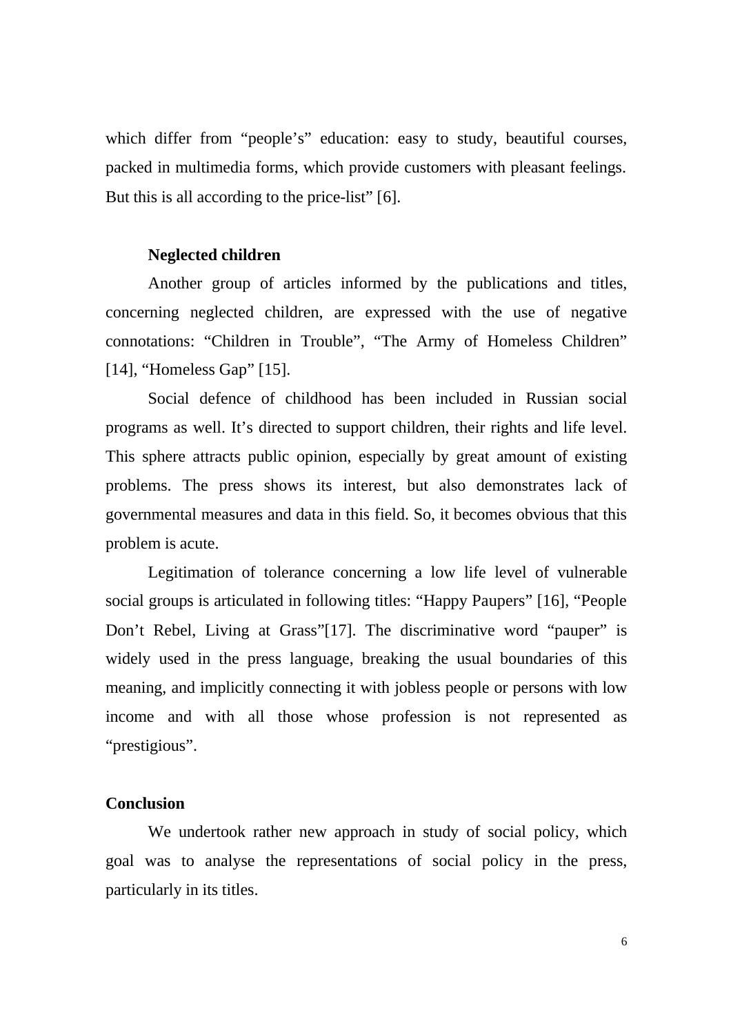which differ from “people’s” education: easy to study, beautiful courses, packed in multimedia forms, which provide customers with pleasant feelings. But this is all according to the price-list” [6].

**Neglected children**

Another group of articles informed by the publications and titles, concerning neglected children, are expressed with the use of negative connotations: “Children in Trouble”, “The Army of Homeless Children” [14], “Homeless Gap” [15].

Social defence of childhood has been included in Russian social programs as well. It’s directed to support children, their rights and life level. This sphere attracts public opinion, especially by great amount of existing problems. The press shows its interest, but also demonstrates lack of governmental measures and data in this field. So, it becomes obvious that this problem is acute.

Legitimation of tolerance concerning a low life level of vulnerable social groups is articulated in following titles: “Happy Paupers” [16], “People Don’t Rebel, Living at Grass”[17]. The discriminative word “pauper” is widely used in the press language, breaking the usual boundaries of this meaning, and implicitly connecting it with jobless people or persons with low income and with all those whose profession is not represented as “prestigious”.

## Conclusion

We undertook rather new approach in study of social policy, which goal was to analyse the representations of social policy in the press, particularly in its titles.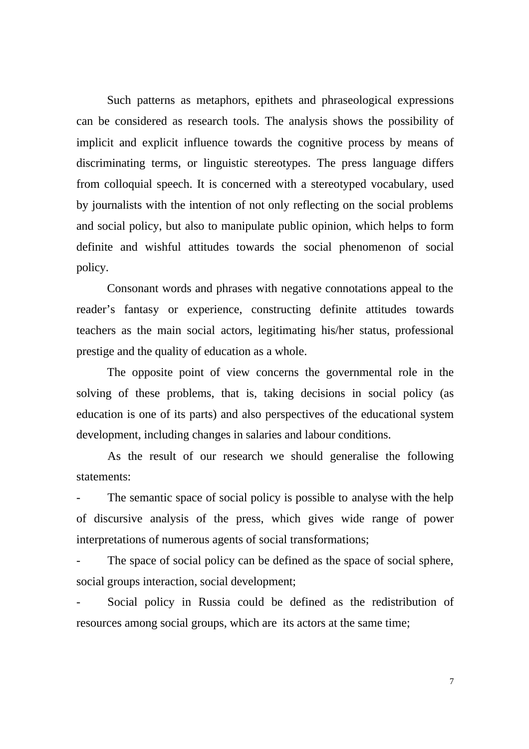Such patterns as metaphors, epithets and phraseological expressions can be considered as research tools. The analysis shows the possibility of implicit and explicit influence towards the cognitive process by means of discriminating terms, or linguistic stereotypes. The press language differs from colloquial speech. It is concerned with a stereotyped vocabulary, used by journalists with the intention of not only reflecting on the social problems and social policy, but also to manipulate public opinion, which helps to form definite and wishful attitudes towards the social phenomenon of social policy.

Consonant words and phrases with negative connotations appeal to the reader's fantasy or experience, constructing definite attitudes towards teachers as the main social actors, legitimating his/her status, professional prestige and the quality of education as a whole.

The opposite point of view concerns the governmental role in the solving of these problems, that is, taking decisions in social policy (as education is one of its parts) and also perspectives of the educational system development, including changes in salaries and labour conditions.

As the result of our research we should generalise the following statements:

- The semantic space of social policy is possible to analyse with the help of discursive analysis of the press, which gives wide range of power interpretations of numerous agents of social transformations;
- The space of social policy can be defined as the space of social sphere, social groups interaction, social development;
- Social policy in Russia could be defined as the redistribution of resources among social groups, which are its actors at the same time;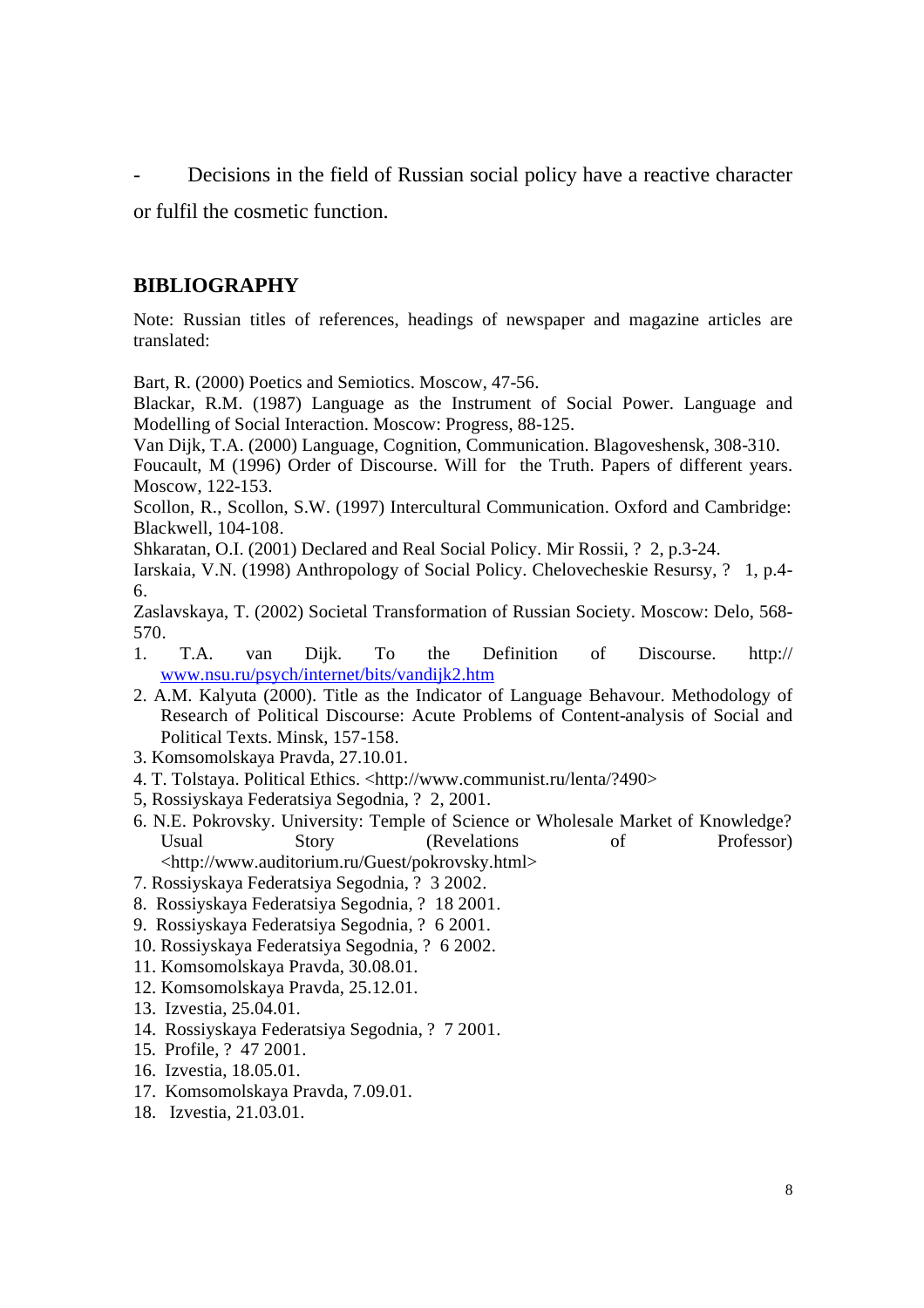- Decisions in the field of Russian social policy have a reactive character or fulfil the cosmetic function.

## BIBLIOGRAPHY

Note: Russian titles of references, headings of newspaper and magazine articles are translated:

Bart, R. (2000) Poetics and Semiotics. Moscow, 47-56.
Blackar, R.M. (1987) Language as the Instrument of Social Power. Language and Modelling of Social Interaction. Moscow: Progress, 88-125.
Van Dijk, T.A. (2000) Language, Cognition, Communication. Blagoveshensk, 308-310.
Foucault, M (1996) Order of Discourse. Will for the Truth. Papers of different years. Moscow, 122-153.
Scollon, R., Scollon, S.W. (1997) Intercultural Communication. Oxford and Cambridge: Blackwell, 104-108.
Shkaratan, O.I. (2001) Declared and Real Social Policy. Mir Rossii, ? 2, p.3-24.
Iarskaia, V.N. (1998) Anthropology of Social Policy. Chelovecheskie Resursy, ? 1, p.4-6.
Zaslavskaya, T. (2002) Societal Transformation of Russian Society. Moscow: Delo, 568-570.

1. T.A. van Dijk. To the Definition of Discourse. http:// www.nsu.ru/psych/internet/bits/vandijk2.htm
2. A.M. Kalyuta (2000). Title as the Indicator of Language Behavour. Methodology of Research of Political Discourse: Acute Problems of Content-analysis of Social and Political Texts. Minsk, 157-158.
3. Komsomolskaya Pravda, 27.10.01.
4. T. Tolstaya. Political Ethics. <http://www.communist.ru/lenta/?490>
5, Rossiyskaya Federatsiya Segodnia, ? 2, 2001.
6. N.E. Pokrovsky. University: Temple of Science or Wholesale Market of Knowledge? Usual Story (Revelations of Professor) <http://www.auditorium.ru/Guest/pokrovsky.html>
7. Rossiyskaya Federatsiya Segodnia, ? 3 2002.
8. Rossiyskaya Federatsiya Segodnia, ? 18 2001.
9. Rossiyskaya Federatsiya Segodnia, ? 6 2001.
10. Rossiyskaya Federatsiya Segodnia, ? 6 2002.
11. Komsomolskaya Pravda, 30.08.01.
12. Komsomolskaya Pravda, 25.12.01.
13. Izvestia, 25.04.01.
14. Rossiyskaya Federatsiya Segodnia, ? 7 2001.
15. Profile, ? 47 2001.
16. Izvestia, 18.05.01.
17. Komsomolskaya Pravda, 7.09.01.
18. Izvestia, 21.03.01.